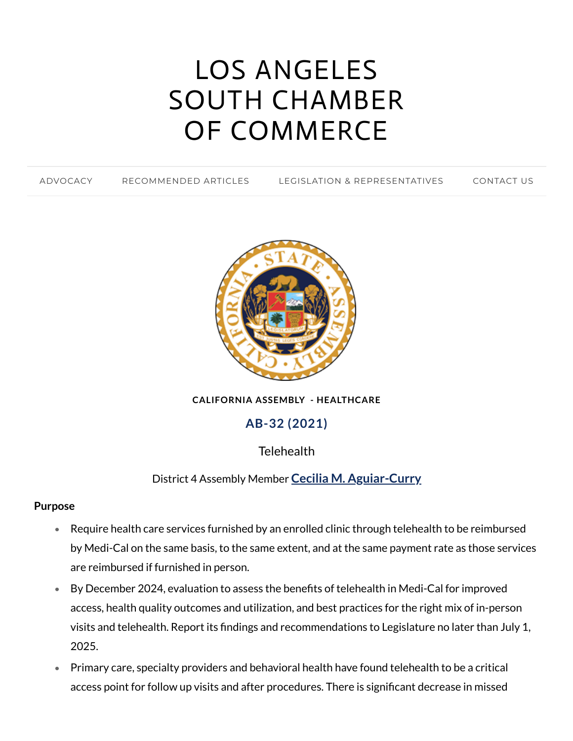# LOS ANGELES SOUTH CHAMBER OF COMMERCE

ADVOCACY | RECOMMENDED ARTICLES | LEGISLATION & REPRESENTATIVES | CONTACT US

**CALIFORNIA ASSEMBLY - HEALTHCARE**

## AB-32 (2021)

Telehealth

District 4 Assembly Member **Cecilia M. Aguiar-Curry**

**Purpose**

- Require health care services furnished by an enrolled clinic through telehealth to be reimbursed by Medi-Cal on the same basis, to the same extent, and at the same payment rate as those services are reimbursed if furnished in person.
- By December 2024, evaluation to assess the benefits of telehealth in Medi-Cal for improved access, health quality outcomes and utilization, and best practices for the right mix of in-person visits and telehealth. Report its findings and recommendations to Legislature no later than July 1, 2025.
- Primary care, specialty providers and behavioral health have found telehealth to be a critical access point for follow up visits and after procedures. There is significant decrease in missed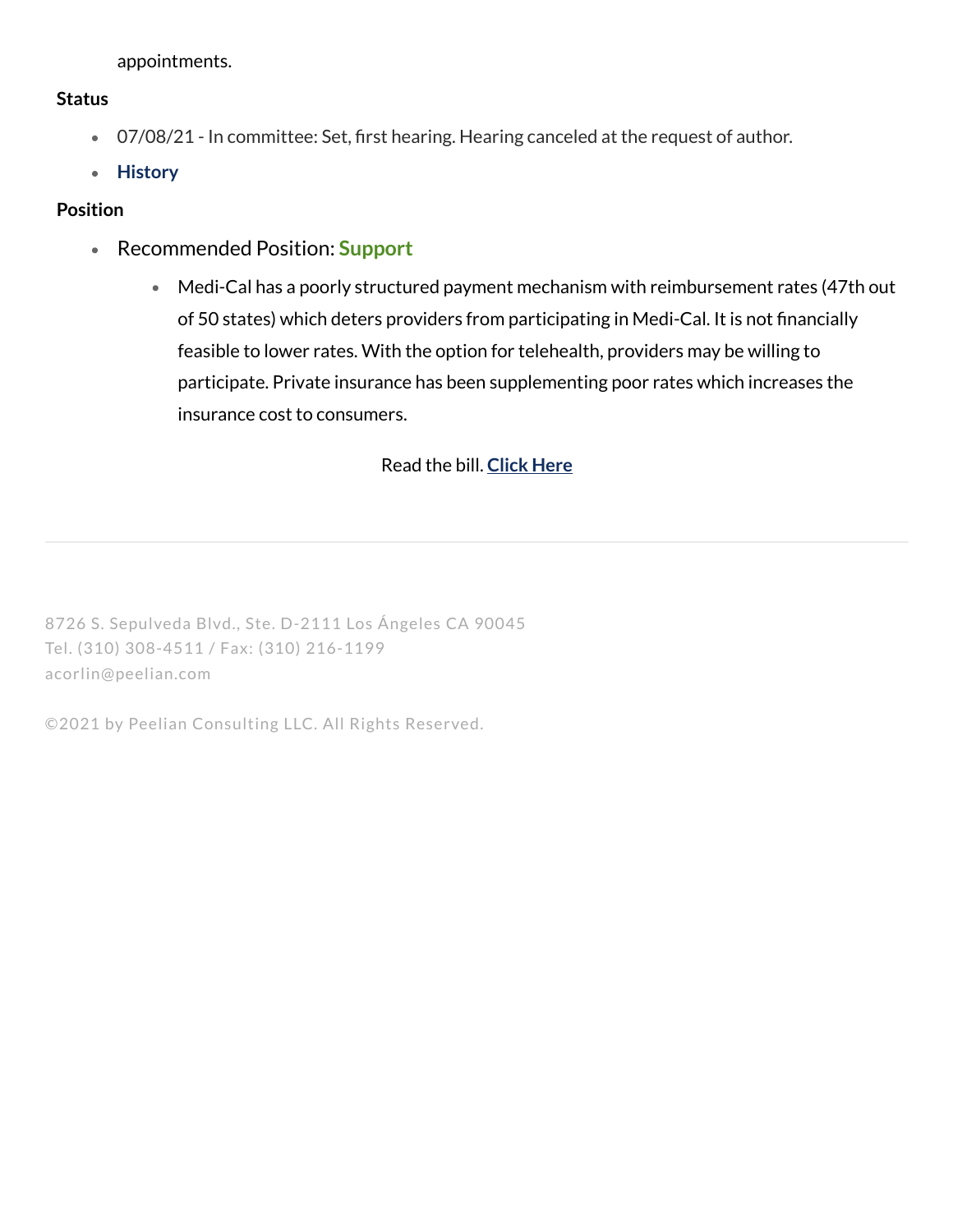appointments.

**Status**

- 07/08/21 - In committee: Set, first hearing. Hearing canceled at the request of author.
- **History**

**Position**

- Recommended Position: **Support**
  - Medi-Cal has a poorly structured payment mechanism with reimbursement rates (47th out of 50 states) which deters providers from participating in Medi-Cal. It is not financially feasible to lower rates. With the option for telehealth, providers may be willing to participate. Private insurance has been supplementing poor rates which increases the insurance cost to consumers.

Read the bill. **Click Here**

---

8726 S. Sepulveda Blvd., Ste. D-2111 Los Ángeles CA 90045
Tel. (310) 308-4511 / Fax: (310) 216-1199
acorlin@peelian.com

©2021 by Peelian Consulting LLC. All Rights Reserved.